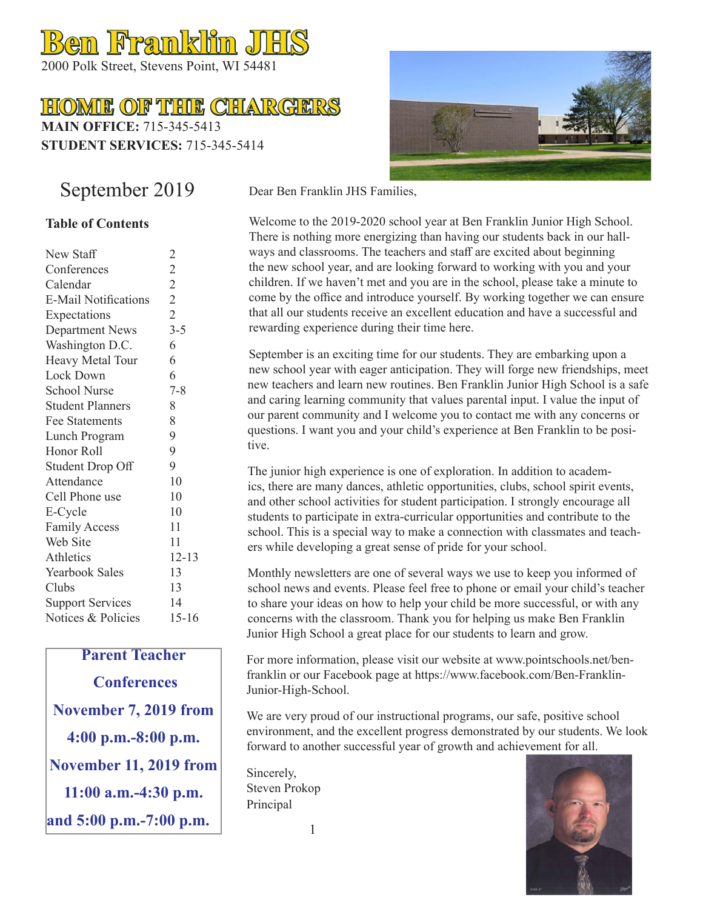# Ben Franklin JHS

2000 Polk Street, Stevens Point, WI 54481

## HOME OF THE CHARGERS

**MAIN OFFICE:** 715-345-5413
**STUDENT SERVICES:** 715-345-5414

September 2019

### Table of Contents

| | |
|---|---|
| New Staff | 2 |
| Conferences | 2 |
| Calendar | 2 |
| E-Mail Notifications | 2 |
| Expectations | 2 |
| Department News | 3-5 |
| Washington D.C. | 6 |
| Heavy Metal Tour | 6 |
| Lock Down | 6 |
| School Nurse | 7-8 |
| Student Planners | 8 |
| Fee Statements | 8 |
| Lunch Program | 9 |
| Honor Roll | 9 |
| Student Drop Off | 9 |
| Attendance | 10 |
| Cell Phone use | 10 |
| E-Cycle | 10 |
| Family Access | 11 |
| Web Site | 11 |
| Athletics | 12-13 |
| Yearbook Sales | 13 |
| Clubs | 13 |
| Support Services | 14 |
| Notices & Policies | 15-16 |

**Parent Teacher Conferences**
**November 7, 2019 from 4:00 p.m.-8:00 p.m.**
**November 11, 2019 from 11:00 a.m.-4:30 p.m. and 5:00 p.m.-7:00 p.m.**

Dear Ben Franklin JHS Families,

Welcome to the 2019-2020 school year at Ben Franklin Junior High School. There is nothing more energizing than having our students back in our hallways and classrooms. The teachers and staff are excited about beginning the new school year, and are looking forward to working with you and your children. If we haven't met and you are in the school, please take a minute to come by the office and introduce yourself. By working together we can ensure that all our students receive an excellent education and have a successful and rewarding experience during their time here.

September is an exciting time for our students. They are embarking upon a new school year with eager anticipation. They will forge new friendships, meet new teachers and learn new routines. Ben Franklin Junior High School is a safe and caring learning community that values parental input. I value the input of our parent community and I welcome you to contact me with any concerns or questions. I want you and your child's experience at Ben Franklin to be positive.

The junior high experience is one of exploration. In addition to academics, there are many dances, athletic opportunities, clubs, school spirit events, and other school activities for student participation. I strongly encourage all students to participate in extra-curricular opportunities and contribute to the school. This is a special way to make a connection with classmates and teachers while developing a great sense of pride for your school.

Monthly newsletters are one of several ways we use to keep you informed of school news and events. Please feel free to phone or email your child's teacher to share your ideas on how to help your child be more successful, or with any concerns with the classroom. Thank you for helping us make Ben Franklin Junior High School a great place for our students to learn and grow.

For more information, please visit our website at www.pointschools.net/ben-franklin or our Facebook page at https://www.facebook.com/Ben-Franklin-Junior-High-School.

We are very proud of our instructional programs, our safe, positive school environment, and the excellent progress demonstrated by our students. We look forward to another successful year of growth and achievement for all.

Sincerely,
Steven Prokop
Principal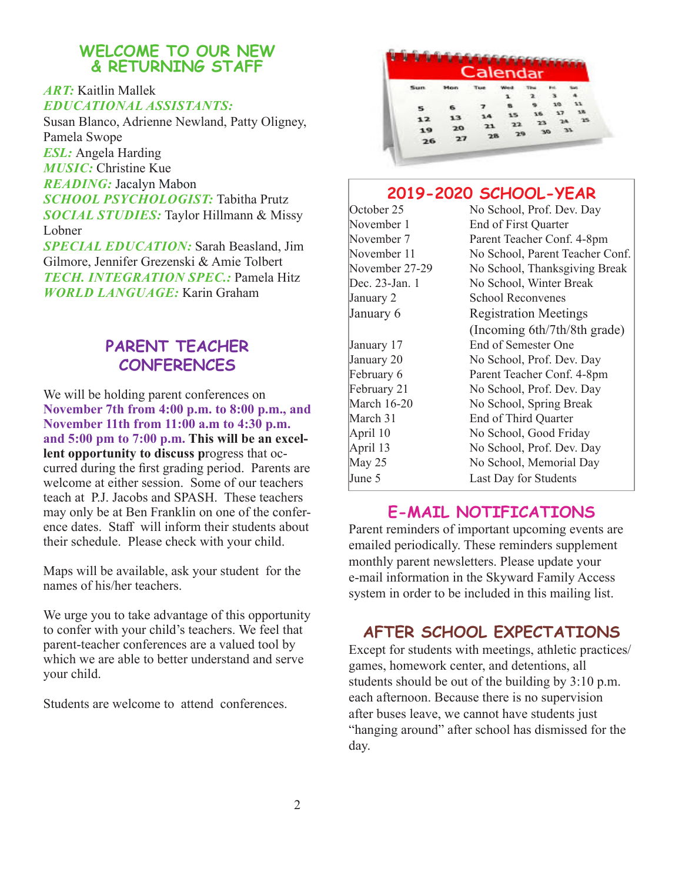## WELCOME TO OUR NEW & RETURNING STAFF

*ART:* Kaitlin Mallek
*EDUCATIONAL ASSISTANTS:*
Susan Blanco, Adrienne Newland, Patty Oligney, Pamela Swope
*ESL:* Angela Harding
*MUSIC:* Christine Kue
*READING:* Jacalyn Mabon
*SCHOOL PSYCHOLOGIST:* Tabitha Prutz
*SOCIAL STUDIES:* Taylor Hillmann & Missy Lobner
*SPECIAL EDUCATION:* Sarah Beasland, Jim Gilmore, Jennifer Grezenski & Amie Tolbert
*TECH. INTEGRATION SPEC.:* Pamela Hitz
*WORLD LANGUAGE:* Karin Graham

## PARENT TEACHER CONFERENCES

We will be holding parent conferences on **November 7th from 4:00 p.m. to 8:00 p.m., and November 11th from 11:00 a.m to 4:30 p.m. and 5:00 pm to 7:00 p.m. This will be an excellent opportunity to discuss p**rogress that occurred during the first grading period. Parents are welcome at either session. Some of our teachers teach at P.J. Jacobs and SPASH. These teachers may only be at Ben Franklin on one of the conference dates. Staff will inform their students about their schedule. Please check with your child.

Maps will be available, ask your student for the names of his/her teachers.

We urge you to take advantage of this opportunity to confer with your child's teachers. We feel that parent-teacher conferences are a valued tool by which we are able to better understand and serve your child.

Students are welcome to attend conferences.

## 2019-2020 SCHOOL-YEAR

| | |
|---|---|
| October 25 | No School, Prof. Dev. Day |
| November 1 | End of First Quarter |
| November 7 | Parent Teacher Conf. 4-8pm |
| November 11 | No School, Parent Teacher Conf. |
| November 27-29 | No School, Thanksgiving Break |
| Dec. 23-Jan. 1 | No School, Winter Break |
| January 2 | School Reconvenes |
| January 6 | Registration Meetings (Incoming 6th/7th/8th grade) |
| January 17 | End of Semester One |
| January 20 | No School, Prof. Dev. Day |
| February 6 | Parent Teacher Conf. 4-8pm |
| February 21 | No School, Prof. Dev. Day |
| March 16-20 | No School, Spring Break |
| March 31 | End of Third Quarter |
| April 10 | No School, Good Friday |
| April 13 | No School, Prof. Dev. Day |
| May 25 | No School, Memorial Day |
| June 5 | Last Day for Students |

## E-MAIL NOTIFICATIONS

Parent reminders of important upcoming events are emailed periodically. These reminders supplement monthly parent newsletters. Please update your e-mail information in the Skyward Family Access system in order to be included in this mailing list.

## AFTER SCHOOL EXPECTATIONS

Except for students with meetings, athletic practices/ games, homework center, and detentions, all students should be out of the building by 3:10 p.m. each afternoon. Because there is no supervision after buses leave, we cannot have students just "hanging around" after school has dismissed for the day.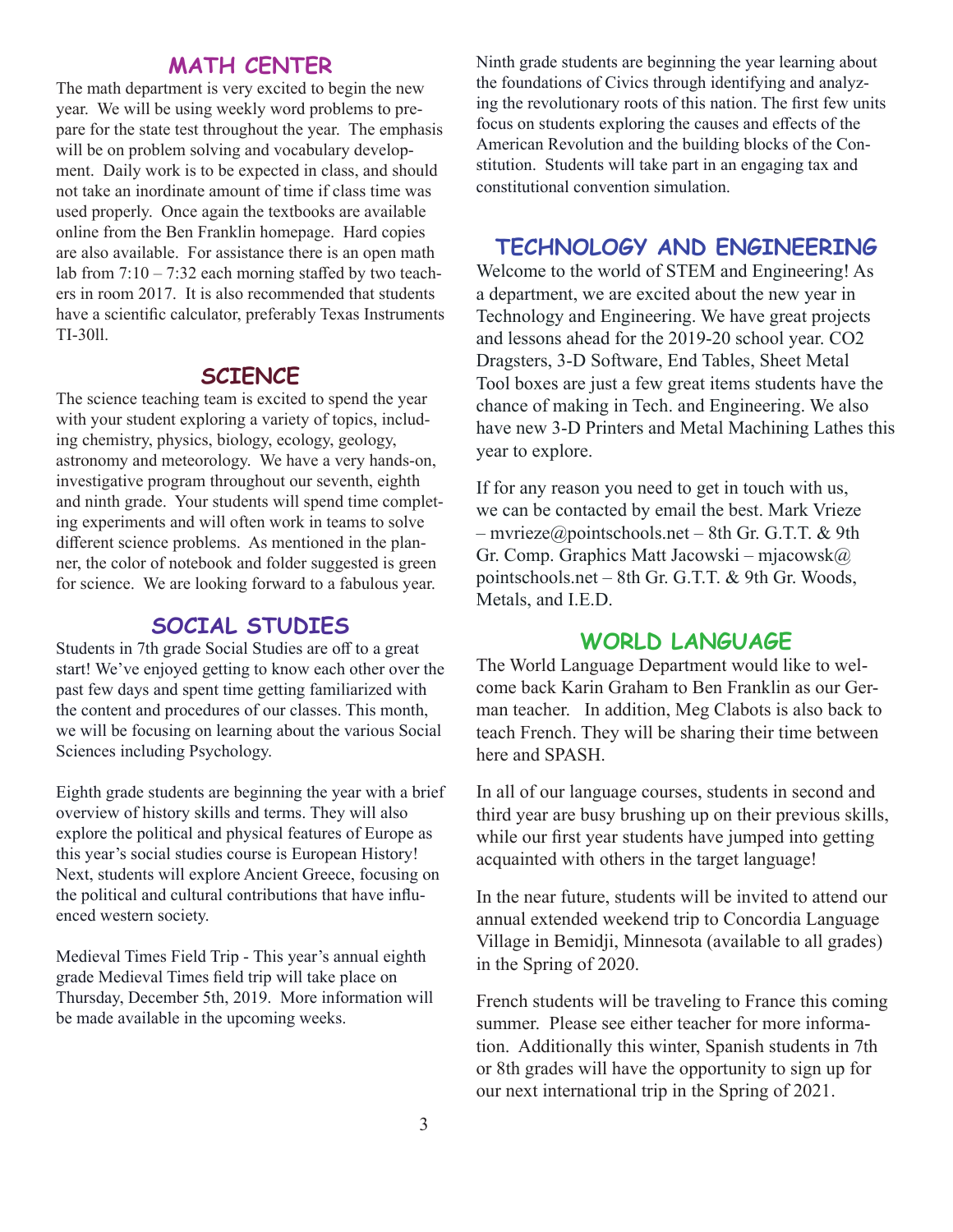## MATH CENTER

The math department is very excited to begin the new year. We will be using weekly word problems to prepare for the state test throughout the year. The emphasis will be on problem solving and vocabulary development. Daily work is to be expected in class, and should not take an inordinate amount of time if class time was used properly. Once again the textbooks are available online from the Ben Franklin homepage. Hard copies are also available. For assistance there is an open math lab from 7:10 – 7:32 each morning staffed by two teachers in room 2017. It is also recommended that students have a scientific calculator, preferably Texas Instruments TI-30ll.

## SCIENCE

The science teaching team is excited to spend the year with your student exploring a variety of topics, including chemistry, physics, biology, ecology, geology, astronomy and meteorology. We have a very hands-on, investigative program throughout our seventh, eighth and ninth grade. Your students will spend time completing experiments and will often work in teams to solve different science problems. As mentioned in the planner, the color of notebook and folder suggested is green for science. We are looking forward to a fabulous year.

## SOCIAL STUDIES

Students in 7th grade Social Studies are off to a great start! We've enjoyed getting to know each other over the past few days and spent time getting familiarized with the content and procedures of our classes. This month, we will be focusing on learning about the various Social Sciences including Psychology.

Eighth grade students are beginning the year with a brief overview of history skills and terms. They will also explore the political and physical features of Europe as this year's social studies course is European History! Next, students will explore Ancient Greece, focusing on the political and cultural contributions that have influenced western society.

Medieval Times Field Trip - This year's annual eighth grade Medieval Times field trip will take place on Thursday, December 5th, 2019. More information will be made available in the upcoming weeks.

Ninth grade students are beginning the year learning about the foundations of Civics through identifying and analyzing the revolutionary roots of this nation. The first few units focus on students exploring the causes and effects of the American Revolution and the building blocks of the Constitution. Students will take part in an engaging tax and constitutional convention simulation.

## TECHNOLOGY AND ENGINEERING

Welcome to the world of STEM and Engineering! As a department, we are excited about the new year in Technology and Engineering. We have great projects and lessons ahead for the 2019-20 school year. CO2 Dragsters, 3-D Software, End Tables, Sheet Metal Tool boxes are just a few great items students have the chance of making in Tech. and Engineering. We also have new 3-D Printers and Metal Machining Lathes this year to explore.

If for any reason you need to get in touch with us, we can be contacted by email the best. Mark Vrieze – mvrieze@pointschools.net – 8th Gr. G.T.T. & 9th Gr. Comp. Graphics Matt Jacowski – mjacowsk@pointschools.net – 8th Gr. G.T.T. & 9th Gr. Woods, Metals, and I.E.D.

## WORLD LANGUAGE

The World Language Department would like to welcome back Karin Graham to Ben Franklin as our German teacher. In addition, Meg Clabots is also back to teach French. They will be sharing their time between here and SPASH.

In all of our language courses, students in second and third year are busy brushing up on their previous skills, while our first year students have jumped into getting acquainted with others in the target language!

In the near future, students will be invited to attend our annual extended weekend trip to Concordia Language Village in Bemidji, Minnesota (available to all grades) in the Spring of 2020.

French students will be traveling to France this coming summer. Please see either teacher for more information. Additionally this winter, Spanish students in 7th or 8th grades will have the opportunity to sign up for our next international trip in the Spring of 2021.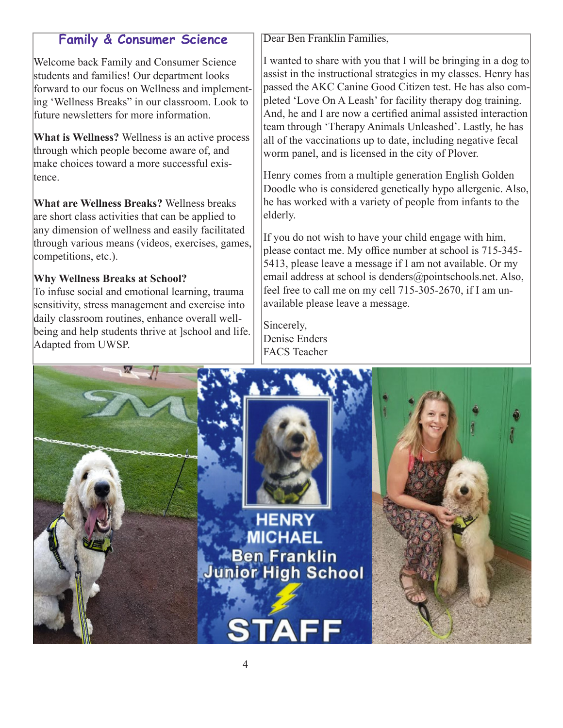## Family & Consumer Science

Welcome back Family and Consumer Science students and families! Our department looks forward to our focus on Wellness and implementing 'Wellness Breaks" in our classroom. Look to future newsletters for more information.

**What is Wellness?** Wellness is an active process through which people become aware of, and make choices toward a more successful existence.

**What are Wellness Breaks?** Wellness breaks are short class activities that can be applied to any dimension of wellness and easily facilitated through various means (videos, exercises, games, competitions, etc.).

**Why Wellness Breaks at School?**
To infuse social and emotional learning, trauma sensitivity, stress management and exercise into daily classroom routines, enhance overall wellbeing and help students thrive at ]school and life. Adapted from UWSP.

Dear Ben Franklin Families,

I wanted to share with you that I will be bringing in a dog to assist in the instructional strategies in my classes. Henry has passed the AKC Canine Good Citizen test. He has also completed 'Love On A Leash' for facility therapy dog training. And, he and I are now a certified animal assisted interaction team through 'Therapy Animals Unleashed'. Lastly, he has all of the vaccinations up to date, including negative fecal worm panel, and is licensed in the city of Plover.

Henry comes from a multiple generation English Golden Doodle who is considered genetically hypo allergenic. Also, he has worked with a variety of people from infants to the elderly.

If you do not wish to have your child engage with him, please contact me. My office number at school is 715-345-5413, please leave a message if I am not available. Or my email address at school is denders@pointschools.net. Also, feel free to call me on my cell 715-305-2670, if I am unavailable please leave a message.

Sincerely,
Denise Enders
FACS Teacher

HENRY MICHAEL
Ben Franklin Junior High School
STAFF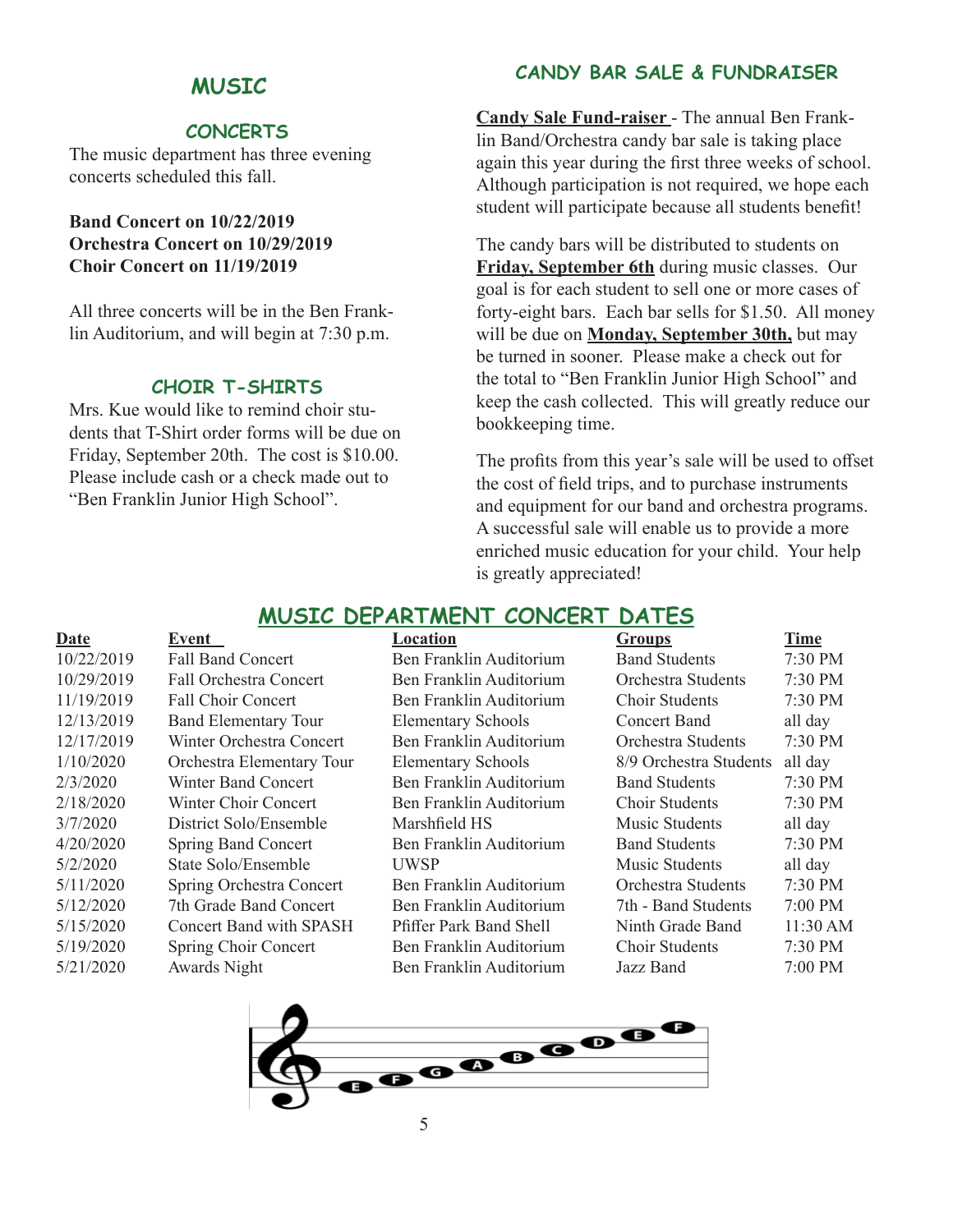## MUSIC

### CONCERTS

The music department has three evening concerts scheduled this fall.

**Band Concert on 10/22/2019**
**Orchestra Concert on 10/29/2019**
**Choir Concert on 11/19/2019**

All three concerts will be in the Ben Franklin Auditorium, and will begin at 7:30 p.m.

### CHOIR T-SHIRTS

Mrs. Kue would like to remind choir students that T-Shirt order forms will be due on Friday, September 20th. The cost is $10.00. Please include cash or a check made out to "Ben Franklin Junior High School".

## CANDY BAR SALE & FUNDRAISER

**Candy Sale Fund-raiser** - The annual Ben Franklin Band/Orchestra candy bar sale is taking place again this year during the first three weeks of school. Although participation is not required, we hope each student will participate because all students benefit!

The candy bars will be distributed to students on **Friday, September 6th** during music classes. Our goal is for each student to sell one or more cases of forty-eight bars. Each bar sells for $1.50. All money will be due on **Monday, September 30th,** but may be turned in sooner. Please make a check out for the total to "Ben Franklin Junior High School" and keep the cash collected. This will greatly reduce our bookkeeping time.

The profits from this year's sale will be used to offset the cost of field trips, and to purchase instruments and equipment for our band and orchestra programs. A successful sale will enable us to provide a more enriched music education for your child. Your help is greatly appreciated!

## MUSIC DEPARTMENT CONCERT DATES

| Date | Event | Location | Groups | Time |
|---|---|---|---|---|
| 10/22/2019 | Fall Band Concert | Ben Franklin Auditorium | Band Students | 7:30 PM |
| 10/29/2019 | Fall Orchestra Concert | Ben Franklin Auditorium | Orchestra Students | 7:30 PM |
| 11/19/2019 | Fall Choir Concert | Ben Franklin Auditorium | Choir Students | 7:30 PM |
| 12/13/2019 | Band Elementary Tour | Elementary Schools | Concert Band | all day |
| 12/17/2019 | Winter Orchestra Concert | Ben Franklin Auditorium | Orchestra Students | 7:30 PM |
| 1/10/2020 | Orchestra Elementary Tour | Elementary Schools | 8/9 Orchestra Students | all day |
| 2/3/2020 | Winter Band Concert | Ben Franklin Auditorium | Band Students | 7:30 PM |
| 2/18/2020 | Winter Choir Concert | Ben Franklin Auditorium | Choir Students | 7:30 PM |
| 3/7/2020 | District Solo/Ensemble | Marshfield HS | Music Students | all day |
| 4/20/2020 | Spring Band Concert | Ben Franklin Auditorium | Band Students | 7:30 PM |
| 5/2/2020 | State Solo/Ensemble | UWSP | Music Students | all day |
| 5/11/2020 | Spring Orchestra Concert | Ben Franklin Auditorium | Orchestra Students | 7:30 PM |
| 5/12/2020 | 7th Grade Band Concert | Ben Franklin Auditorium | 7th - Band Students | 7:00 PM |
| 5/15/2020 | Concert Band with SPASH | Pfiffer Park Band Shell | Ninth Grade Band | 11:30 AM |
| 5/19/2020 | Spring Choir Concert | Ben Franklin Auditorium | Choir Students | 7:30 PM |
| 5/21/2020 | Awards Night | Ben Franklin Auditorium | Jazz Band | 7:00 PM |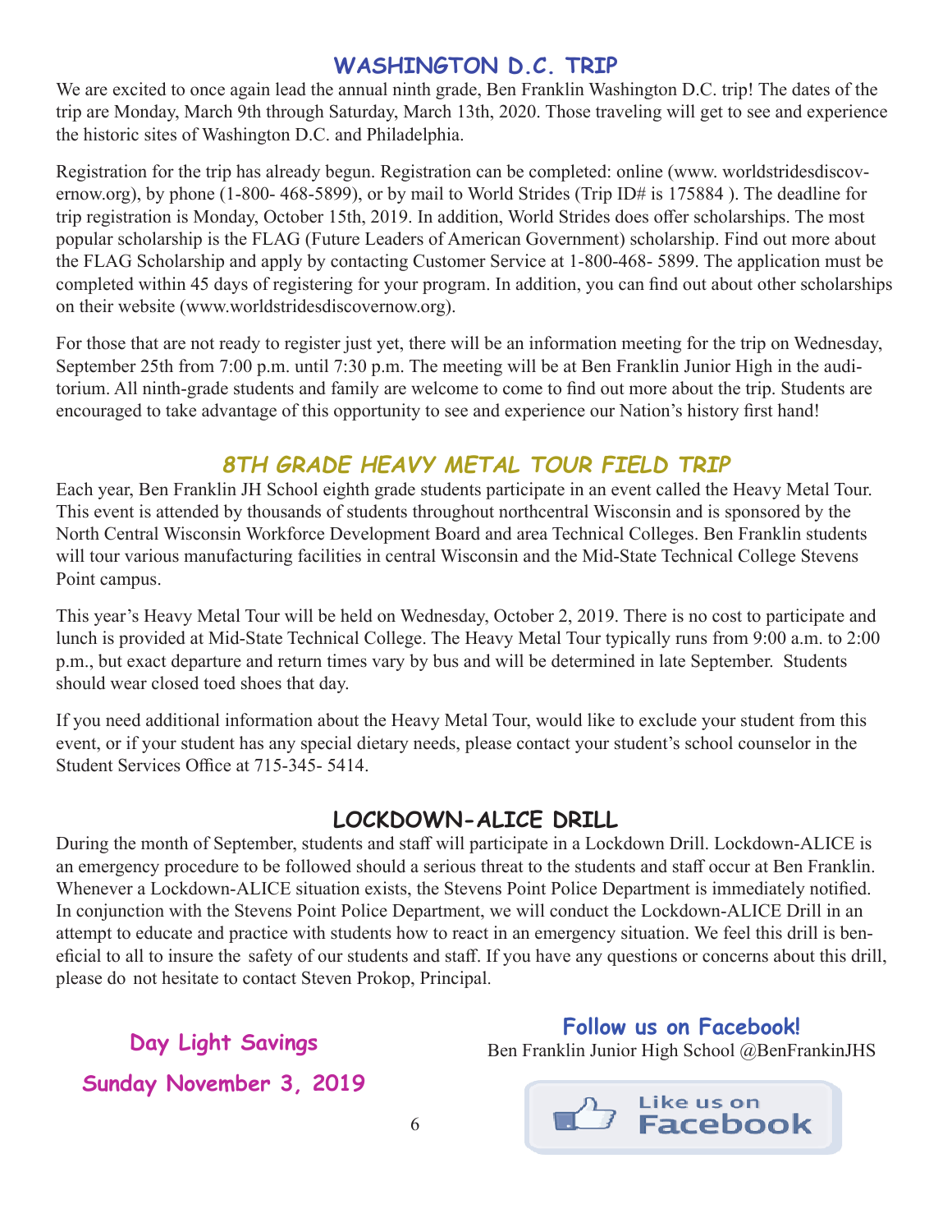## WASHINGTON D.C. TRIP

We are excited to once again lead the annual ninth grade, Ben Franklin Washington D.C. trip! The dates of the trip are Monday, March 9th through Saturday, March 13th, 2020. Those traveling will get to see and experience the historic sites of Washington D.C. and Philadelphia.

Registration for the trip has already begun. Registration can be completed: online (www. worldstridesdiscovernow.org), by phone (1-800- 468-5899), or by mail to World Strides (Trip ID# is 175884 ). The deadline for trip registration is Monday, October 15th, 2019. In addition, World Strides does offer scholarships. The most popular scholarship is the FLAG (Future Leaders of American Government) scholarship. Find out more about the FLAG Scholarship and apply by contacting Customer Service at 1-800-468- 5899. The application must be completed within 45 days of registering for your program. In addition, you can find out about other scholarships on their website (www.worldstridesdiscovernow.org).

For those that are not ready to register just yet, there will be an information meeting for the trip on Wednesday, September 25th from 7:00 p.m. until 7:30 p.m. The meeting will be at Ben Franklin Junior High in the auditorium. All ninth-grade students and family are welcome to come to find out more about the trip. Students are encouraged to take advantage of this opportunity to see and experience our Nation's history first hand!

## *8TH GRADE HEAVY METAL TOUR FIELD TRIP*

Each year, Ben Franklin JH School eighth grade students participate in an event called the Heavy Metal Tour. This event is attended by thousands of students throughout northcentral Wisconsin and is sponsored by the North Central Wisconsin Workforce Development Board and area Technical Colleges. Ben Franklin students will tour various manufacturing facilities in central Wisconsin and the Mid-State Technical College Stevens Point campus.

This year's Heavy Metal Tour will be held on Wednesday, October 2, 2019. There is no cost to participate and lunch is provided at Mid-State Technical College. The Heavy Metal Tour typically runs from 9:00 a.m. to 2:00 p.m., but exact departure and return times vary by bus and will be determined in late September. Students should wear closed toed shoes that day.

If you need additional information about the Heavy Metal Tour, would like to exclude your student from this event, or if your student has any special dietary needs, please contact your student's school counselor in the Student Services Office at 715-345- 5414.

## LOCKDOWN-ALICE DRILL

During the month of September, students and staff will participate in a Lockdown Drill. Lockdown-ALICE is an emergency procedure to be followed should a serious threat to the students and staff occur at Ben Franklin. Whenever a Lockdown-ALICE situation exists, the Stevens Point Police Department is immediately notified. In conjunction with the Stevens Point Police Department, we will conduct the Lockdown-ALICE Drill in an attempt to educate and practice with students how to react in an emergency situation. We feel this drill is beneficial to all to insure the safety of our students and staff. If you have any questions or concerns about this drill, please do not hesitate to contact Steven Prokop, Principal.

**Day Light Savings**

**Sunday November 3, 2019**

**Follow us on Facebook!**

Ben Franklin Junior High School @BenFrankinJHS

Like us on Facebook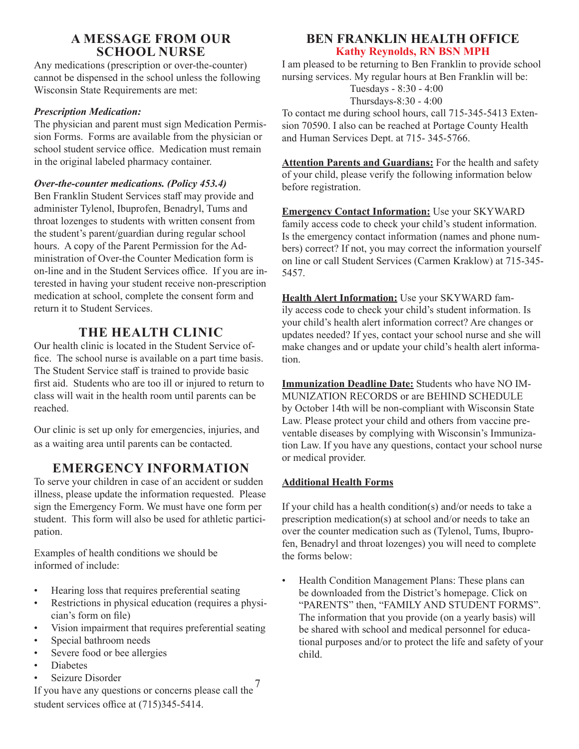## A MESSAGE FROM OUR SCHOOL NURSE

Any medications (prescription or over-the-counter) cannot be dispensed in the school unless the following Wisconsin State Requirements are met:

***Prescription Medication:***

The physician and parent must sign Medication Permission Forms. Forms are available from the physician or school student service office. Medication must remain in the original labeled pharmacy container.

***Over-the-counter medications. (Policy 453.4)***

Ben Franklin Student Services staff may provide and administer Tylenol, Ibuprofen, Benadryl, Tums and throat lozenges to students with written consent from the student's parent/guardian during regular school hours. A copy of the Parent Permission for the Administration of Over-the Counter Medication form is on-line and in the Student Services office. If you are interested in having your student receive non-prescription medication at school, complete the consent form and return it to Student Services.

## THE HEALTH CLINIC

Our health clinic is located in the Student Service office. The school nurse is available on a part time basis. The Student Service staff is trained to provide basic first aid. Students who are too ill or injured to return to class will wait in the health room until parents can be reached.

Our clinic is set up only for emergencies, injuries, and as a waiting area until parents can be contacted.

## EMERGENCY INFORMATION

To serve your children in case of an accident or sudden illness, please update the information requested. Please sign the Emergency Form. We must have one form per student. This form will also be used for athletic participation.

Examples of health conditions we should be informed of include:

- Hearing loss that requires preferential seating
- Restrictions in physical education (requires a physician's form on file)
- Vision impairment that requires preferential seating
- Special bathroom needs
- Severe food or bee allergies
- Diabetes
- Seizure Disorder

If you have any questions or concerns please call the student services office at (715)345-5414.

## BEN FRANKLIN HEALTH OFFICE

**Kathy Reynolds, RN BSN MPH**

I am pleased to be returning to Ben Franklin to provide school nursing services. My regular hours at Ben Franklin will be:

Tuesdays - 8:30 - 4:00
Thursdays-8:30 - 4:00

To contact me during school hours, call 715-345-5413 Extension 70590. I also can be reached at Portage County Health and Human Services Dept. at 715- 345-5766.

**Attention Parents and Guardians:** For the health and safety of your child, please verify the following information below before registration.

**Emergency Contact Information:** Use your SKYWARD family access code to check your child's student information. Is the emergency contact information (names and phone numbers) correct? If not, you may correct the information yourself on line or call Student Services (Carmen Kraklow) at 715-345-5457.

**Health Alert Information:** Use your SKYWARD family access code to check your child's student information. Is your child's health alert information correct? Are changes or updates needed? If yes, contact your school nurse and she will make changes and or update your child's health alert information.

**Immunization Deadline Date:** Students who have NO IMMUNIZATION RECORDS or are BEHIND SCHEDULE by October 14th will be non-compliant with Wisconsin State Law. Please protect your child and others from vaccine preventable diseases by complying with Wisconsin's Immunization Law. If you have any questions, contact your school nurse or medical provider.

**Additional Health Forms**

If your child has a health condition(s) and/or needs to take a prescription medication(s) at school and/or needs to take an over the counter medication such as (Tylenol, Tums, Ibuprofen, Benadryl and throat lozenges) you will need to complete the forms below:

- Health Condition Management Plans: These plans can be downloaded from the District's homepage. Click on "PARENTS" then, "FAMILY AND STUDENT FORMS". The information that you provide (on a yearly basis) will be shared with school and medical personnel for educational purposes and/or to protect the life and safety of your child.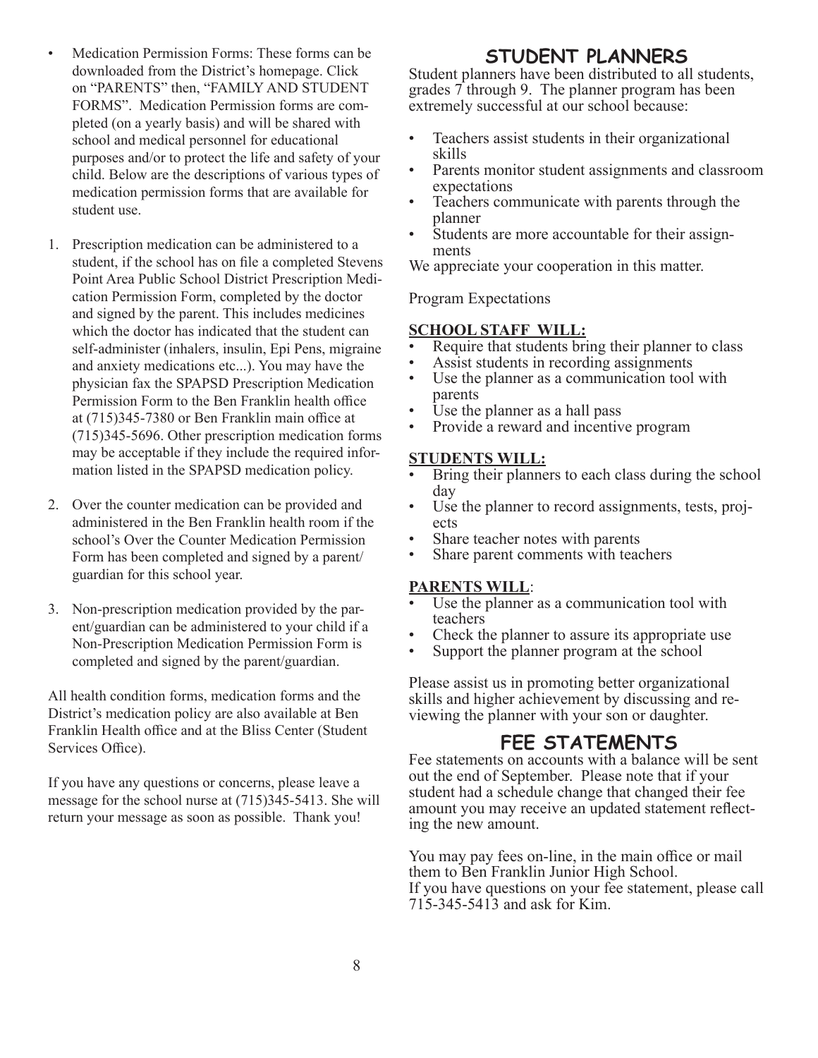- Medication Permission Forms: These forms can be downloaded from the District's homepage. Click on "PARENTS" then, "FAMILY AND STUDENT FORMS". Medication Permission forms are completed (on a yearly basis) and will be shared with school and medical personnel for educational purposes and/or to protect the life and safety of your child. Below are the descriptions of various types of medication permission forms that are available for student use.

1. Prescription medication can be administered to a student, if the school has on file a completed Stevens Point Area Public School District Prescription Medication Permission Form, completed by the doctor and signed by the parent. This includes medicines which the doctor has indicated that the student can self-administer (inhalers, insulin, Epi Pens, migraine and anxiety medications etc...). You may have the physician fax the SPAPSD Prescription Medication Permission Form to the Ben Franklin health office at (715)345-7380 or Ben Franklin main office at (715)345-5696. Other prescription medication forms may be acceptable if they include the required information listed in the SPAPSD medication policy.

2. Over the counter medication can be provided and administered in the Ben Franklin health room if the school's Over the Counter Medication Permission Form has been completed and signed by a parent/guardian for this school year.

3. Non-prescription medication provided by the parent/guardian can be administered to your child if a Non-Prescription Medication Permission Form is completed and signed by the parent/guardian.

All health condition forms, medication forms and the District's medication policy are also available at Ben Franklin Health office and at the Bliss Center (Student Services Office).

If you have any questions or concerns, please leave a message for the school nurse at (715)345-5413. She will return your message as soon as possible. Thank you!

## STUDENT PLANNERS

Student planners have been distributed to all students, grades 7 through 9. The planner program has been extremely successful at our school because:

- Teachers assist students in their organizational skills
- Parents monitor student assignments and classroom expectations
- Teachers communicate with parents through the planner
- Students are more accountable for their assignments

We appreciate your cooperation in this matter.

Program Expectations

**SCHOOL STAFF WILL:**

- Require that students bring their planner to class
- Assist students in recording assignments
- Use the planner as a communication tool with parents
- Use the planner as a hall pass
- Provide a reward and incentive program

**STUDENTS WILL:**

- Bring their planners to each class during the school day
- Use the planner to record assignments, tests, projects
- Share teacher notes with parents
- Share parent comments with teachers

**PARENTS WILL**:

- Use the planner as a communication tool with teachers
- Check the planner to assure its appropriate use
- Support the planner program at the school

Please assist us in promoting better organizational skills and higher achievement by discussing and reviewing the planner with your son or daughter.

## FEE STATEMENTS

Fee statements on accounts with a balance will be sent out the end of September. Please note that if your student had a schedule change that changed their fee amount you may receive an updated statement reflecting the new amount.

You may pay fees on-line, in the main office or mail them to Ben Franklin Junior High School.
If you have questions on your fee statement, please call 715-345-5413 and ask for Kim.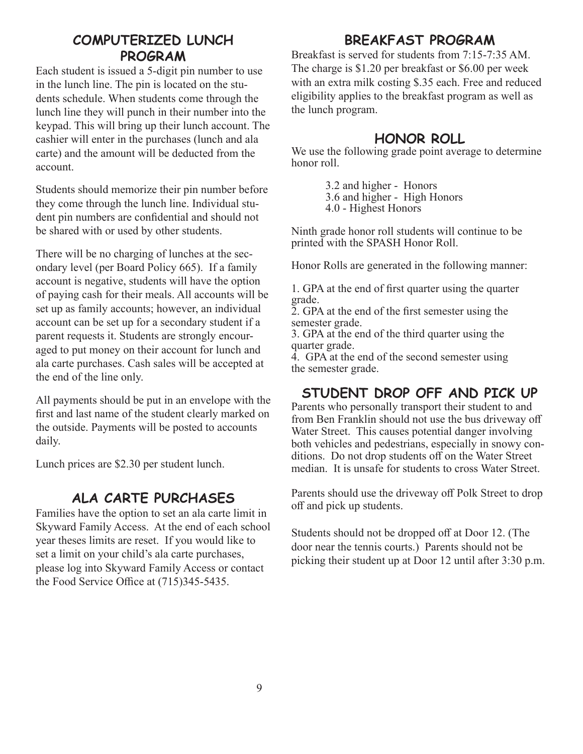## COMPUTERIZED LUNCH PROGRAM

Each student is issued a 5-digit pin number to use in the lunch line. The pin is located on the students schedule. When students come through the lunch line they will punch in their number into the keypad. This will bring up their lunch account. The cashier will enter in the purchases (lunch and ala carte) and the amount will be deducted from the account.

Students should memorize their pin number before they come through the lunch line. Individual student pin numbers are confidential and should not be shared with or used by other students.

There will be no charging of lunches at the secondary level (per Board Policy 665). If a family account is negative, students will have the option of paying cash for their meals. All accounts will be set up as family accounts; however, an individual account can be set up for a secondary student if a parent requests it. Students are strongly encouraged to put money on their account for lunch and ala carte purchases. Cash sales will be accepted at the end of the line only.

All payments should be put in an envelope with the first and last name of the student clearly marked on the outside. Payments will be posted to accounts daily.

Lunch prices are $2.30 per student lunch.

## ALA CARTE PURCHASES

Families have the option to set an ala carte limit in Skyward Family Access. At the end of each school year theses limits are reset. If you would like to set a limit on your child's ala carte purchases, please log into Skyward Family Access or contact the Food Service Office at (715)345-5435.

## BREAKFAST PROGRAM

Breakfast is served for students from 7:15-7:35 AM. The charge is $1.20 per breakfast or $6.00 per week with an extra milk costing $.35 each. Free and reduced eligibility applies to the breakfast program as well as the lunch program.

## HONOR ROLL

We use the following grade point average to determine honor roll.

3.2 and higher - Honors
3.6 and higher - High Honors
4.0 - Highest Honors

Ninth grade honor roll students will continue to be printed with the SPASH Honor Roll.

Honor Rolls are generated in the following manner:

1. GPA at the end of first quarter using the quarter grade.
2. GPA at the end of the first semester using the semester grade.
3. GPA at the end of the third quarter using the quarter grade.
4. GPA at the end of the second semester using the semester grade.

## STUDENT DROP OFF AND PICK UP

Parents who personally transport their student to and from Ben Franklin should not use the bus driveway off Water Street. This causes potential danger involving both vehicles and pedestrians, especially in snowy conditions. Do not drop students off on the Water Street median. It is unsafe for students to cross Water Street.

Parents should use the driveway off Polk Street to drop off and pick up students.

Students should not be dropped off at Door 12. (The door near the tennis courts.) Parents should not be picking their student up at Door 12 until after 3:30 p.m.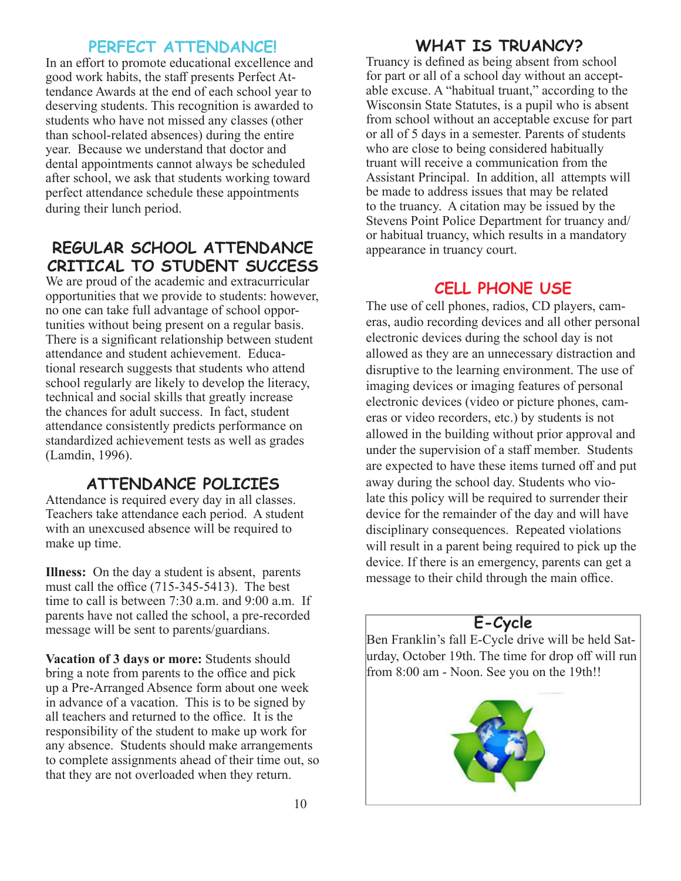## PERFECT ATTENDANCE!

In an effort to promote educational excellence and good work habits, the staff presents Perfect Attendance Awards at the end of each school year to deserving students. This recognition is awarded to students who have not missed any classes (other than school-related absences) during the entire year. Because we understand that doctor and dental appointments cannot always be scheduled after school, we ask that students working toward perfect attendance schedule these appointments during their lunch period.

## REGULAR SCHOOL ATTENDANCE CRITICAL TO STUDENT SUCCESS

We are proud of the academic and extracurricular opportunities that we provide to students: however, no one can take full advantage of school opportunities without being present on a regular basis. There is a significant relationship between student attendance and student achievement. Educational research suggests that students who attend school regularly are likely to develop the literacy, technical and social skills that greatly increase the chances for adult success. In fact, student attendance consistently predicts performance on standardized achievement tests as well as grades (Lamdin, 1996).

## ATTENDANCE POLICIES

Attendance is required every day in all classes. Teachers take attendance each period. A student with an unexcused absence will be required to make up time.

**Illness:** On the day a student is absent, parents must call the office (715-345-5413). The best time to call is between 7:30 a.m. and 9:00 a.m. If parents have not called the school, a pre-recorded message will be sent to parents/guardians.

**Vacation of 3 days or more:** Students should bring a note from parents to the office and pick up a Pre-Arranged Absence form about one week in advance of a vacation. This is to be signed by all teachers and returned to the office. It is the responsibility of the student to make up work for any absence. Students should make arrangements to complete assignments ahead of their time out, so that they are not overloaded when they return.

## WHAT IS TRUANCY?

Truancy is defined as being absent from school for part or all of a school day without an acceptable excuse. A "habitual truant," according to the Wisconsin State Statutes, is a pupil who is absent from school without an acceptable excuse for part or all of 5 days in a semester. Parents of students who are close to being considered habitually truant will receive a communication from the Assistant Principal. In addition, all attempts will be made to address issues that may be related to the truancy. A citation may be issued by the Stevens Point Police Department for truancy and/or habitual truancy, which results in a mandatory appearance in truancy court.

## CELL PHONE USE

The use of cell phones, radios, CD players, cameras, audio recording devices and all other personal electronic devices during the school day is not allowed as they are an unnecessary distraction and disruptive to the learning environment. The use of imaging devices or imaging features of personal electronic devices (video or picture phones, cameras or video recorders, etc.) by students is not allowed in the building without prior approval and under the supervision of a staff member. Students are expected to have these items turned off and put away during the school day. Students who violate this policy will be required to surrender their device for the remainder of the day and will have disciplinary consequences. Repeated violations will result in a parent being required to pick up the device. If there is an emergency, parents can get a message to their child through the main office.

## E-Cycle

Ben Franklin's fall E-Cycle drive will be held Saturday, October 19th. The time for drop off will run from 8:00 am - Noon. See you on the 19th!!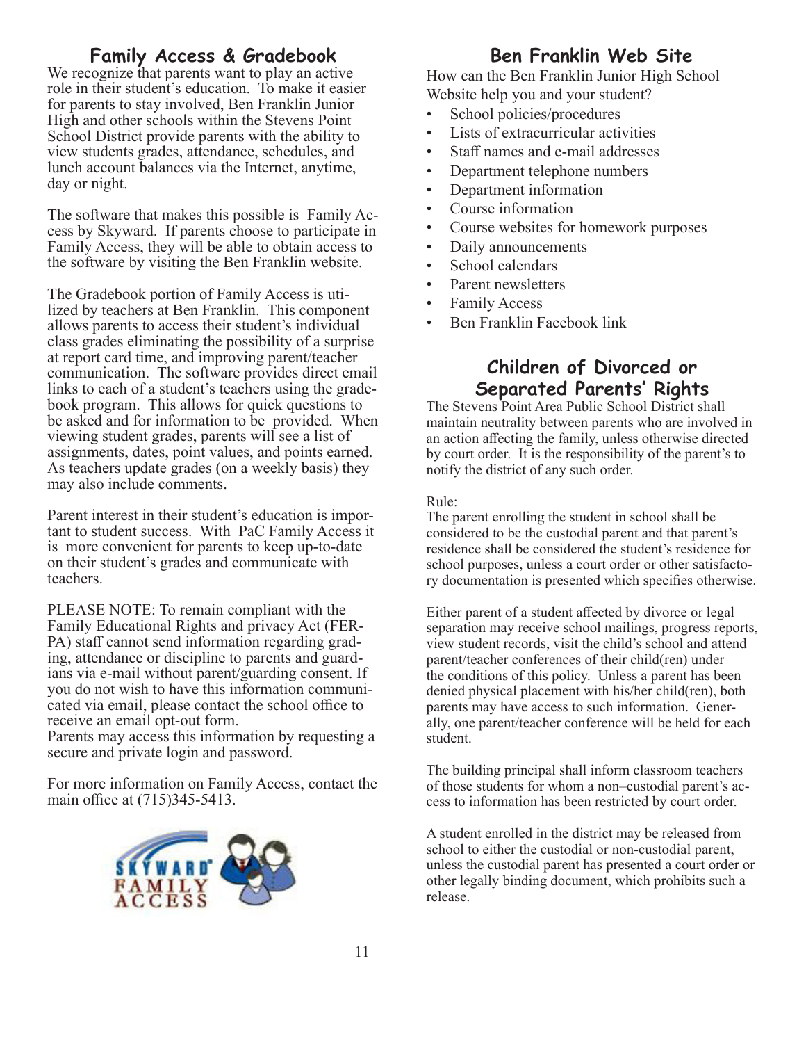## Family Access & Gradebook

We recognize that parents want to play an active role in their student's education. To make it easier for parents to stay involved, Ben Franklin Junior High and other schools within the Stevens Point School District provide parents with the ability to view students grades, attendance, schedules, and lunch account balances via the Internet, anytime, day or night.

The software that makes this possible is Family Access by Skyward. If parents choose to participate in Family Access, they will be able to obtain access to the software by visiting the Ben Franklin website.

The Gradebook portion of Family Access is utilized by teachers at Ben Franklin. This component allows parents to access their student's individual class grades eliminating the possibility of a surprise at report card time, and improving parent/teacher communication. The software provides direct email links to each of a student's teachers using the gradebook program. This allows for quick questions to be asked and for information to be provided. When viewing student grades, parents will see a list of assignments, dates, point values, and points earned. As teachers update grades (on a weekly basis) they may also include comments.

Parent interest in their student's education is important to student success. With PaC Family Access it is more convenient for parents to keep up-to-date on their student's grades and communicate with teachers.

PLEASE NOTE: To remain compliant with the Family Educational Rights and privacy Act (FERPA) staff cannot send information regarding grading, attendance or discipline to parents and guardians via e-mail without parent/guarding consent. If you do not wish to have this information communicated via email, please contact the school office to receive an email opt-out form.
Parents may access this information by requesting a secure and private login and password.

For more information on Family Access, contact the main office at (715)345-5413.

## Ben Franklin Web Site

How can the Ben Franklin Junior High School Website help you and your student?

- School policies/procedures
- Lists of extracurricular activities
- Staff names and e-mail addresses
- Department telephone numbers
- Department information
- Course information
- Course websites for homework purposes
- Daily announcements
- School calendars
- Parent newsletters
- Family Access
- Ben Franklin Facebook link

## Children of Divorced or Separated Parents' Rights

The Stevens Point Area Public School District shall maintain neutrality between parents who are involved in an action affecting the family, unless otherwise directed by court order. It is the responsibility of the parent's to notify the district of any such order.

Rule:
The parent enrolling the student in school shall be considered to be the custodial parent and that parent's residence shall be considered the student's residence for school purposes, unless a court order or other satisfactory documentation is presented which specifies otherwise.

Either parent of a student affected by divorce or legal separation may receive school mailings, progress reports, view student records, visit the child's school and attend parent/teacher conferences of their child(ren) under the conditions of this policy. Unless a parent has been denied physical placement with his/her child(ren), both parents may have access to such information. Generally, one parent/teacher conference will be held for each student.

The building principal shall inform classroom teachers of those students for whom a non–custodial parent's access to information has been restricted by court order.

A student enrolled in the district may be released from school to either the custodial or non-custodial parent, unless the custodial parent has presented a court order or other legally binding document, which prohibits such a release.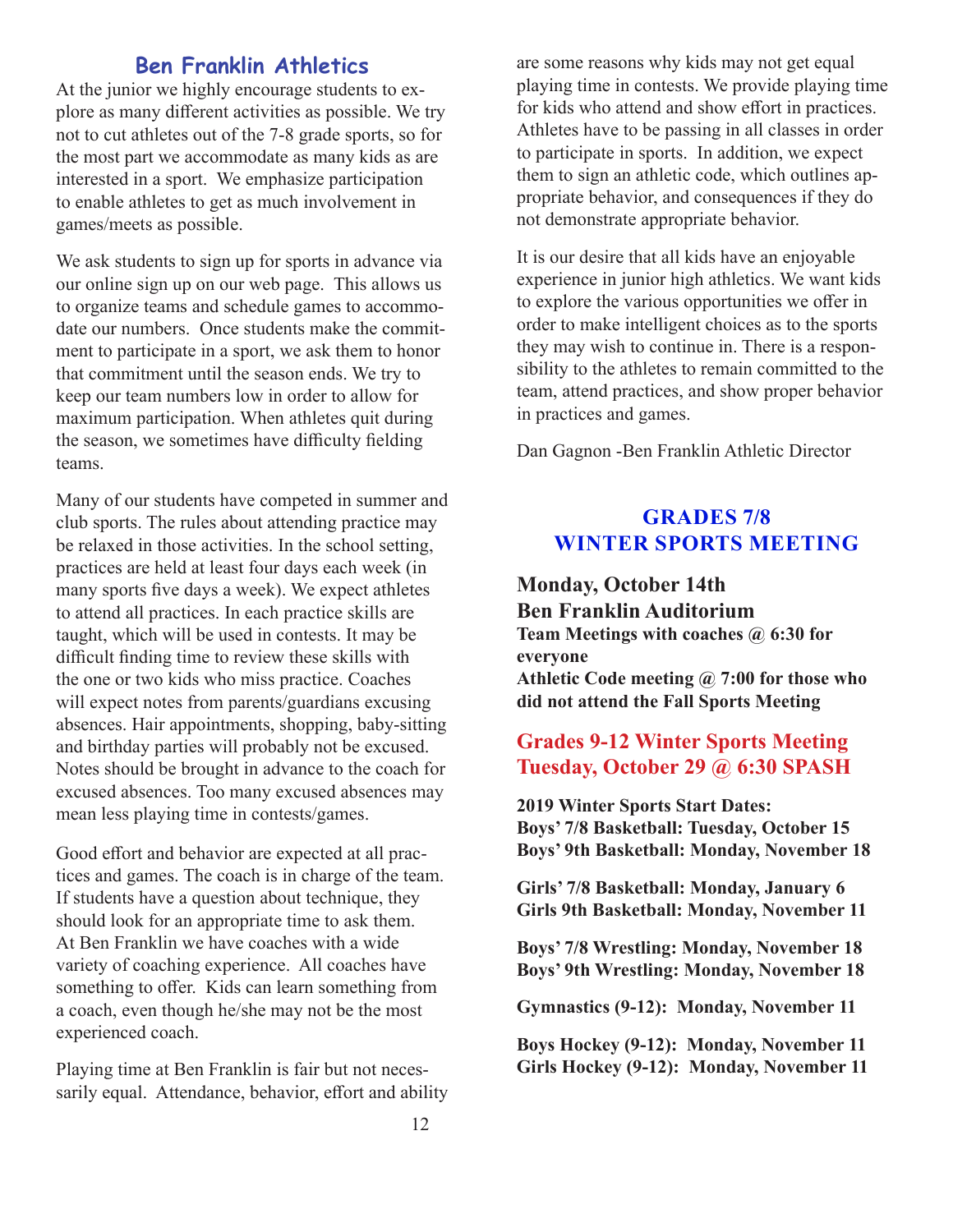## Ben Franklin Athletics

At the junior we highly encourage students to explore as many different activities as possible. We try not to cut athletes out of the 7-8 grade sports, so for the most part we accommodate as many kids as are interested in a sport. We emphasize participation to enable athletes to get as much involvement in games/meets as possible.

We ask students to sign up for sports in advance via our online sign up on our web page. This allows us to organize teams and schedule games to accommodate our numbers. Once students make the commitment to participate in a sport, we ask them to honor that commitment until the season ends. We try to keep our team numbers low in order to allow for maximum participation. When athletes quit during the season, we sometimes have difficulty fielding teams.

Many of our students have competed in summer and club sports. The rules about attending practice may be relaxed in those activities. In the school setting, practices are held at least four days each week (in many sports five days a week). We expect athletes to attend all practices. In each practice skills are taught, which will be used in contests. It may be difficult finding time to review these skills with the one or two kids who miss practice. Coaches will expect notes from parents/guardians excusing absences. Hair appointments, shopping, baby-sitting and birthday parties will probably not be excused. Notes should be brought in advance to the coach for excused absences. Too many excused absences may mean less playing time in contests/games.

Good effort and behavior are expected at all practices and games. The coach is in charge of the team. If students have a question about technique, they should look for an appropriate time to ask them. At Ben Franklin we have coaches with a wide variety of coaching experience. All coaches have something to offer. Kids can learn something from a coach, even though he/she may not be the most experienced coach.

Playing time at Ben Franklin is fair but not necessarily equal. Attendance, behavior, effort and ability are some reasons why kids may not get equal playing time in contests. We provide playing time for kids who attend and show effort in practices. Athletes have to be passing in all classes in order to participate in sports. In addition, we expect them to sign an athletic code, which outlines appropriate behavior, and consequences if they do not demonstrate appropriate behavior.

It is our desire that all kids have an enjoyable experience in junior high athletics. We want kids to explore the various opportunities we offer in order to make intelligent choices as to the sports they may wish to continue in. There is a responsibility to the athletes to remain committed to the team, attend practices, and show proper behavior in practices and games.

Dan Gagnon -Ben Franklin Athletic Director

## GRADES 7/8 WINTER SPORTS MEETING

**Monday, October 14th**
**Ben Franklin Auditorium**
**Team Meetings with coaches @ 6:30 for everyone**
**Athletic Code meeting @ 7:00 for those who did not attend the Fall Sports Meeting**

## Grades 9-12 Winter Sports Meeting Tuesday, October 29 @ 6:30 SPASH

**2019 Winter Sports Start Dates:**
**Boys' 7/8 Basketball: Tuesday, October 15**
**Boys' 9th Basketball: Monday, November 18**

**Girls' 7/8 Basketball: Monday, January 6**
**Girls 9th Basketball: Monday, November 11**

**Boys' 7/8 Wrestling: Monday, November 18**
**Boys' 9th Wrestling: Monday, November 18**

**Gymnastics (9-12): Monday, November 11**

**Boys Hockey (9-12): Monday, November 11**
**Girls Hockey (9-12): Monday, November 11**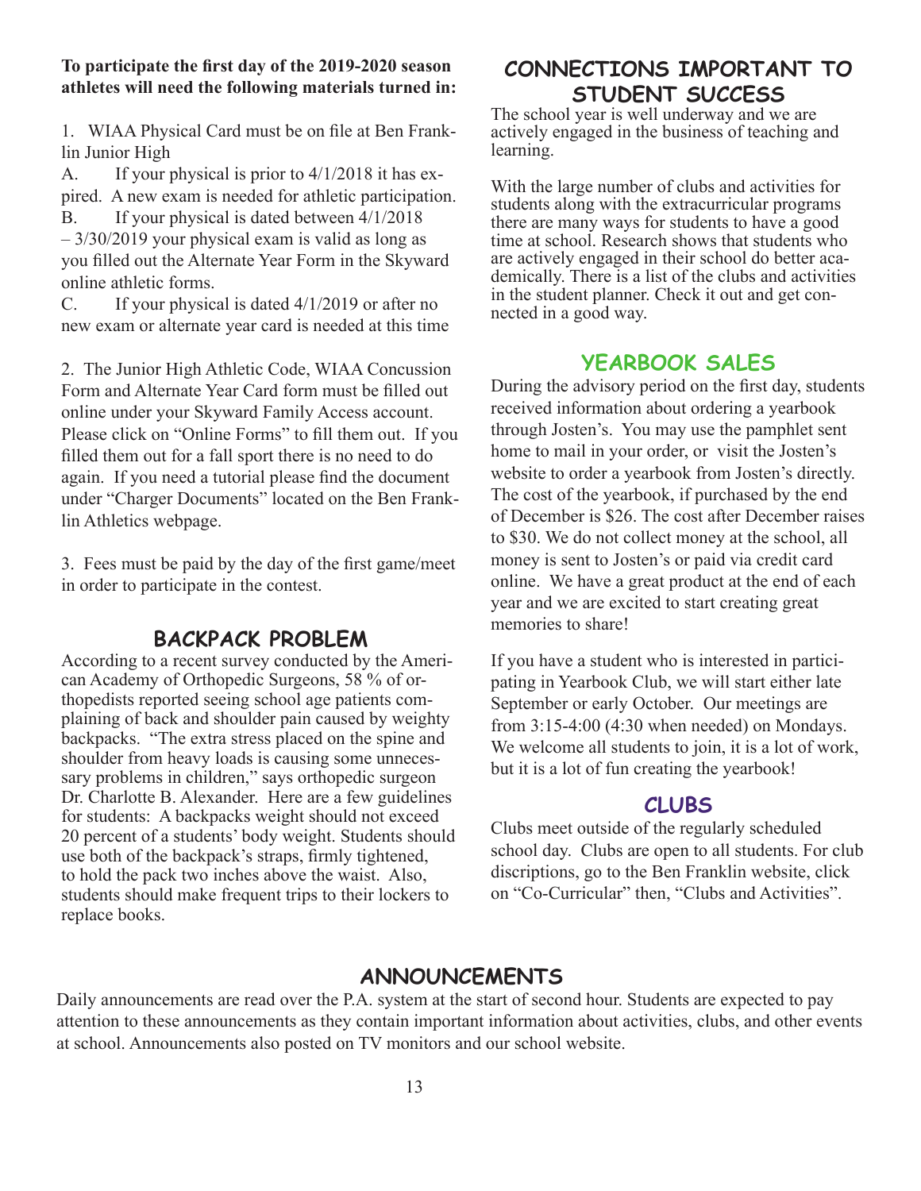**To participate the first day of the 2019-2020 season athletes will need the following materials turned in:**

1. WIAA Physical Card must be on file at Ben Franklin Junior High

A. If your physical is prior to 4/1/2018 it has expired. A new exam is needed for athletic participation.

B. If your physical is dated between 4/1/2018 – 3/30/2019 your physical exam is valid as long as you filled out the Alternate Year Form in the Skyward online athletic forms.

C. If your physical is dated 4/1/2019 or after no new exam or alternate year card is needed at this time

2. The Junior High Athletic Code, WIAA Concussion Form and Alternate Year Card form must be filled out online under your Skyward Family Access account. Please click on "Online Forms" to fill them out. If you filled them out for a fall sport there is no need to do again. If you need a tutorial please find the document under "Charger Documents" located on the Ben Franklin Athletics webpage.

3. Fees must be paid by the day of the first game/meet in order to participate in the contest.

## BACKPACK PROBLEM

According to a recent survey conducted by the American Academy of Orthopedic Surgeons, 58 % of orthopedists reported seeing school age patients complaining of back and shoulder pain caused by weighty backpacks. "The extra stress placed on the spine and shoulder from heavy loads is causing some unnecessary problems in children," says orthopedic surgeon Dr. Charlotte B. Alexander. Here are a few guidelines for students: A backpacks weight should not exceed 20 percent of a students' body weight. Students should use both of the backpack's straps, firmly tightened, to hold the pack two inches above the waist. Also, students should make frequent trips to their lockers to replace books.

## CONNECTIONS IMPORTANT TO STUDENT SUCCESS

The school year is well underway and we are actively engaged in the business of teaching and learning.

With the large number of clubs and activities for students along with the extracurricular programs there are many ways for students to have a good time at school. Research shows that students who are actively engaged in their school do better academically. There is a list of the clubs and activities in the student planner. Check it out and get connected in a good way.

## YEARBOOK SALES

During the advisory period on the first day, students received information about ordering a yearbook through Josten's. You may use the pamphlet sent home to mail in your order, or visit the Josten's website to order a yearbook from Josten's directly. The cost of the yearbook, if purchased by the end of December is $26. The cost after December raises to $30. We do not collect money at the school, all money is sent to Josten's or paid via credit card online. We have a great product at the end of each year and we are excited to start creating great memories to share!

If you have a student who is interested in participating in Yearbook Club, we will start either late September or early October. Our meetings are from 3:15-4:00 (4:30 when needed) on Mondays. We welcome all students to join, it is a lot of work, but it is a lot of fun creating the yearbook!

## CLUBS

Clubs meet outside of the regularly scheduled school day. Clubs are open to all students. For club discriptions, go to the Ben Franklin website, click on "Co-Curricular" then, "Clubs and Activities".

## ANNOUNCEMENTS

Daily announcements are read over the P.A. system at the start of second hour. Students are expected to pay attention to these announcements as they contain important information about activities, clubs, and other events at school. Announcements also posted on TV monitors and our school website.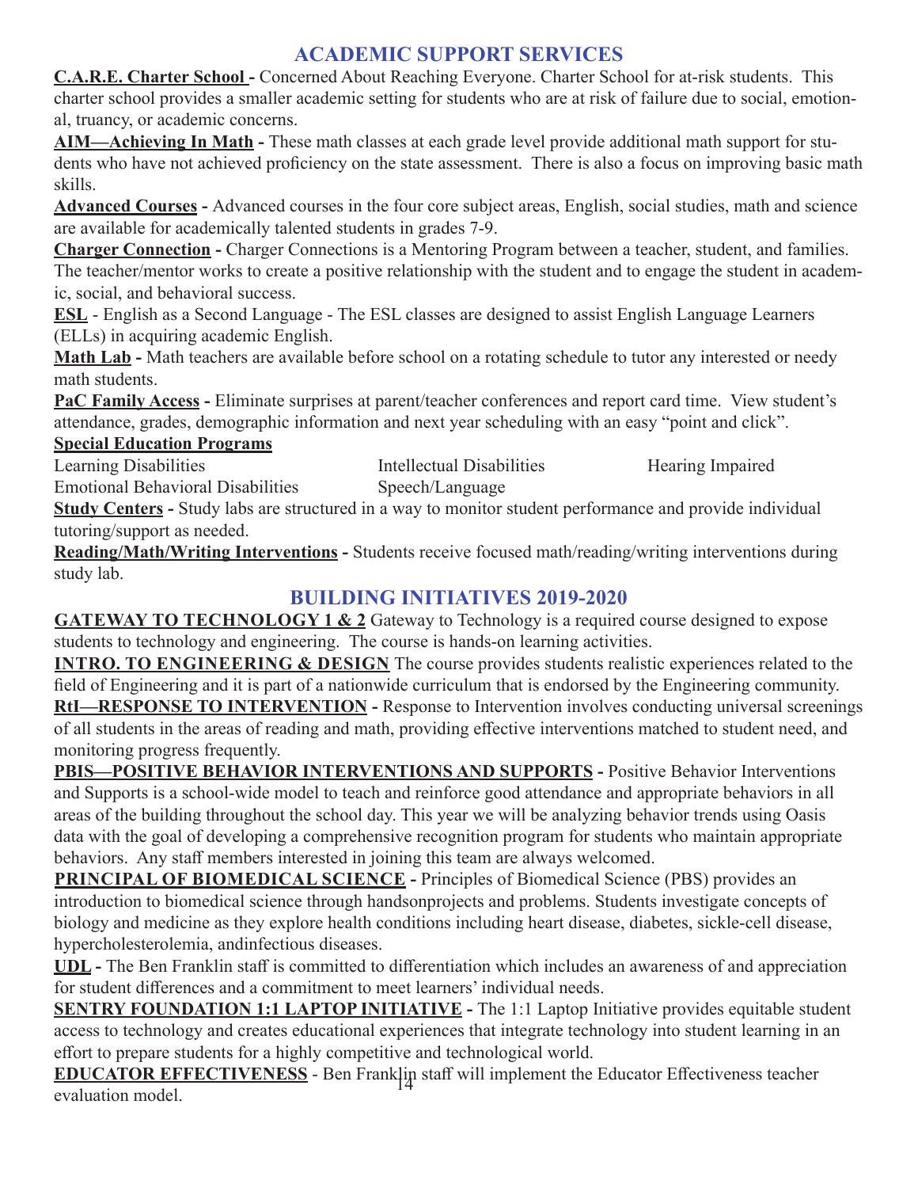## ACADEMIC SUPPORT SERVICES

**C.A.R.E. Charter School -** Concerned About Reaching Everyone. Charter School for at-risk students. This charter school provides a smaller academic setting for students who are at risk of failure due to social, emotional, truancy, or academic concerns.

**AIM—Achieving In Math -** These math classes at each grade level provide additional math support for students who have not achieved proficiency on the state assessment. There is also a focus on improving basic math skills.

**Advanced Courses -** Advanced courses in the four core subject areas, English, social studies, math and science are available for academically talented students in grades 7-9.

**Charger Connection -** Charger Connections is a Mentoring Program between a teacher, student, and families. The teacher/mentor works to create a positive relationship with the student and to engage the student in academic, social, and behavioral success.

**ESL** - English as a Second Language - The ESL classes are designed to assist English Language Learners (ELLs) in acquiring academic English.

**Math Lab -** Math teachers are available before school on a rotating schedule to tutor any interested or needy math students.

**PaC Family Access -** Eliminate surprises at parent/teacher conferences and report card time. View student's attendance, grades, demographic information and next year scheduling with an easy "point and click".

**Special Education Programs**

- Learning Disabilities
- Intellectual Disabilities
- Hearing Impaired
- Emotional Behavioral Disabilities
- Speech/Language

**Study Centers -** Study labs are structured in a way to monitor student performance and provide individual tutoring/support as needed.

**Reading/Math/Writing Interventions -** Students receive focused math/reading/writing interventions during study lab.

## BUILDING INITIATIVES 2019-2020

**GATEWAY TO TECHNOLOGY 1 & 2** Gateway to Technology is a required course designed to expose students to technology and engineering. The course is hands-on learning activities.

**INTRO. TO ENGINEERING & DESIGN** The course provides students realistic experiences related to the field of Engineering and it is part of a nationwide curriculum that is endorsed by the Engineering community.

**RtI—RESPONSE TO INTERVENTION -** Response to Intervention involves conducting universal screenings of all students in the areas of reading and math, providing effective interventions matched to student need, and monitoring progress frequently.

**PBIS—POSITIVE BEHAVIOR INTERVENTIONS AND SUPPORTS -** Positive Behavior Interventions and Supports is a school-wide model to teach and reinforce good attendance and appropriate behaviors in all areas of the building throughout the school day. This year we will be analyzing behavior trends using Oasis data with the goal of developing a comprehensive recognition program for students who maintain appropriate behaviors. Any staff members interested in joining this team are always welcomed.

**PRINCIPAL OF BIOMEDICAL SCIENCE -** Principles of Biomedical Science (PBS) provides an introduction to biomedical science through handsonprojects and problems. Students investigate concepts of biology and medicine as they explore health conditions including heart disease, diabetes, sickle-cell disease, hypercholesterolemia, andinfectious diseases.

**UDL -** The Ben Franklin staff is committed to differentiation which includes an awareness of and appreciation for student differences and a commitment to meet learners' individual needs.

**SENTRY FOUNDATION 1:1 LAPTOP INITIATIVE -** The 1:1 Laptop Initiative provides equitable student access to technology and creates educational experiences that integrate technology into student learning in an effort to prepare students for a highly competitive and technological world.

**EDUCATOR EFFECTIVENESS** - Ben Franklin staff will implement the Educator Effectiveness teacher evaluation model.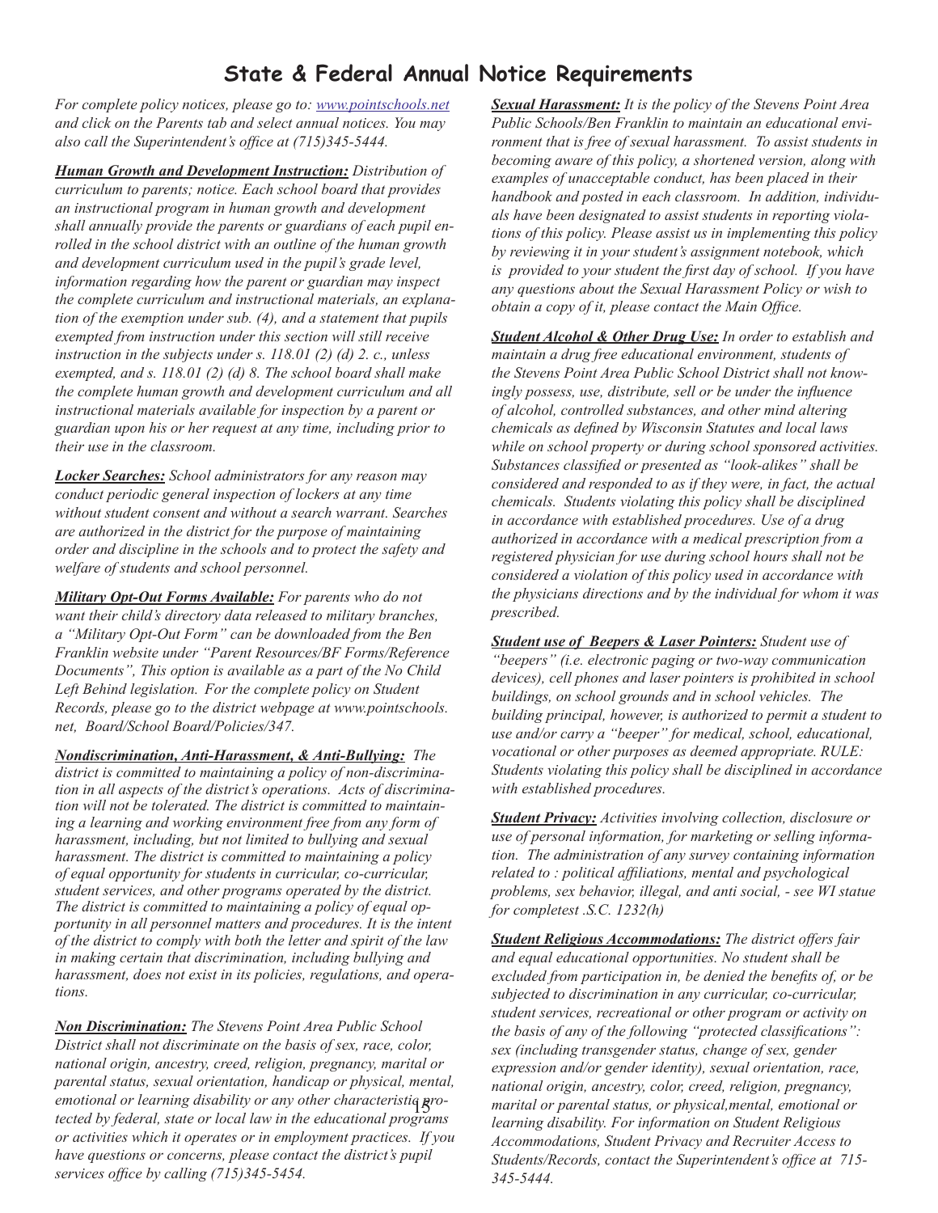# State & Federal Annual Notice Requirements

*For complete policy notices, please go to: www.pointschools.net and click on the Parents tab and select annual notices. You may also call the Superintendent's office at (715)345-5444.*

***Human Growth and Development Instruction:*** *Distribution of curriculum to parents; notice. Each school board that provides an instructional program in human growth and development shall annually provide the parents or guardians of each pupil enrolled in the school district with an outline of the human growth and development curriculum used in the pupil's grade level, information regarding how the parent or guardian may inspect the complete curriculum and instructional materials, an explanation of the exemption under sub. (4), and a statement that pupils exempted from instruction under this section will still receive instruction in the subjects under s. 118.01 (2) (d) 2. c., unless exempted, and s. 118.01 (2) (d) 8. The school board shall make the complete human growth and development curriculum and all instructional materials available for inspection by a parent or guardian upon his or her request at any time, including prior to their use in the classroom.*

***Locker Searches:*** *School administrators for any reason may conduct periodic general inspection of lockers at any time without student consent and without a search warrant. Searches are authorized in the district for the purpose of maintaining order and discipline in the schools and to protect the safety and welfare of students and school personnel.*

***Military Opt-Out Forms Available:*** *For parents who do not want their child's directory data released to military branches, a "Military Opt-Out Form" can be downloaded from the Ben Franklin website under "Parent Resources/BF Forms/Reference Documents", This option is available as a part of the No Child Left Behind legislation. For the complete policy on Student Records, please go to the district webpage at www.pointschools.net, Board/School Board/Policies/347.*

***Nondiscrimination, Anti-Harassment, & Anti-Bullying:*** *The district is committed to maintaining a policy of non-discrimination in all aspects of the district's operations. Acts of discrimination will not be tolerated. The district is committed to maintaining a learning and working environment free from any form of harassment, including, but not limited to bullying and sexual harassment. The district is committed to maintaining a policy of equal opportunity for students in curricular, co-curricular, student services, and other programs operated by the district. The district is committed to maintaining a policy of equal opportunity in all personnel matters and procedures. It is the intent of the district to comply with both the letter and spirit of the law in making certain that discrimination, including bullying and harassment, does not exist in its policies, regulations, and operations.*

***Non Discrimination:*** *The Stevens Point Area Public School District shall not discriminate on the basis of sex, race, color, national origin, ancestry, creed, religion, pregnancy, marital or parental status, sexual orientation, handicap or physical, mental, emotional or learning disability or any other characteristic protected by federal, state or local law in the educational programs or activities which it operates or in employment practices. If you have questions or concerns, please contact the district's pupil services office by calling (715)345-5454.*

***Sexual Harassment:*** *It is the policy of the Stevens Point Area Public Schools/Ben Franklin to maintain an educational environment that is free of sexual harassment. To assist students in becoming aware of this policy, a shortened version, along with examples of unacceptable conduct, has been placed in their handbook and posted in each classroom. In addition, individuals have been designated to assist students in reporting violations of this policy. Please assist us in implementing this policy by reviewing it in your student's assignment notebook, which is provided to your student the first day of school. If you have any questions about the Sexual Harassment Policy or wish to obtain a copy of it, please contact the Main Office.*

***Student Alcohol & Other Drug Use:*** *In order to establish and maintain a drug free educational environment, students of the Stevens Point Area Public School District shall not knowingly possess, use, distribute, sell or be under the influence of alcohol, controlled substances, and other mind altering chemicals as defined by Wisconsin Statutes and local laws while on school property or during school sponsored activities. Substances classified or presented as "look-alikes" shall be considered and responded to as if they were, in fact, the actual chemicals. Students violating this policy shall be disciplined in accordance with established procedures. Use of a drug authorized in accordance with a medical prescription from a registered physician for use during school hours shall not be considered a violation of this policy used in accordance with the physicians directions and by the individual for whom it was prescribed.*

***Student use of Beepers & Laser Pointers:*** *Student use of "beepers" (i.e. electronic paging or two-way communication devices), cell phones and laser pointers is prohibited in school buildings, on school grounds and in school vehicles. The building principal, however, is authorized to permit a student to use and/or carry a "beeper" for medical, school, educational, vocational or other purposes as deemed appropriate. RULE: Students violating this policy shall be disciplined in accordance with established procedures.*

***Student Privacy:*** *Activities involving collection, disclosure or use of personal information, for marketing or selling information. The administration of any survey containing information related to : political affiliations, mental and psychological problems, sex behavior, illegal, and anti social, - see WI statue for completest .S.C. 1232(h)*

***Student Religious Accommodations:*** *The district offers fair and equal educational opportunities. No student shall be excluded from participation in, be denied the benefits of, or be subjected to discrimination in any curricular, co-curricular, student services, recreational or other program or activity on the basis of any of the following "protected classifications": sex (including transgender status, change of sex, gender expression and/or gender identity), sexual orientation, race, national origin, ancestry, color, creed, religion, pregnancy, marital or parental status, or physical,mental, emotional or learning disability. For information on Student Religious Accommodations, Student Privacy and Recruiter Access to Students/Records, contact the Superintendent's office at 715-345-5444.*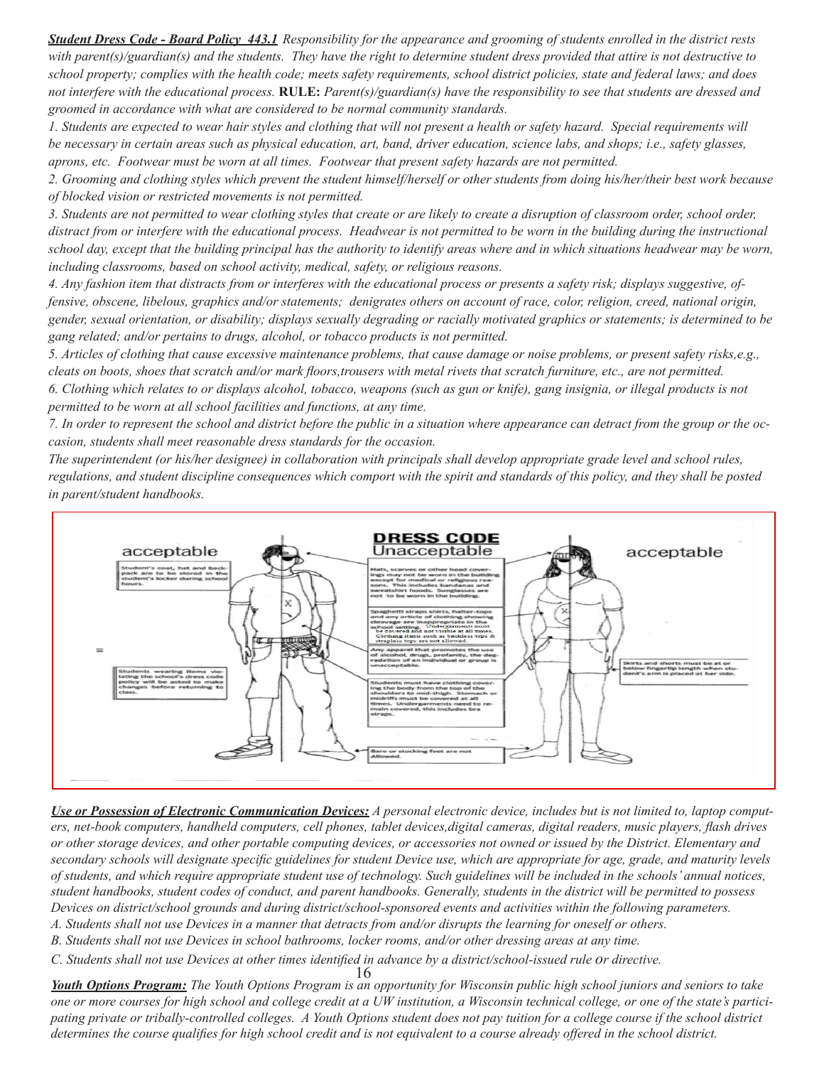***Student Dress Code - Board Policy 443.1*** *Responsibility for the appearance and grooming of students enrolled in the district rests with parent(s)/guardian(s) and the students. They have the right to determine student dress provided that attire is not destructive to school property; complies with the health code; meets safety requirements, school district policies, state and federal laws; and does not interfere with the educational process.* **RULE:** *Parent(s)/guardian(s) have the responsibility to see that students are dressed and groomed in accordance with what are considered to be normal community standards.*

*1. Students are expected to wear hair styles and clothing that will not present a health or safety hazard. Special requirements will be necessary in certain areas such as physical education, art, band, driver education, science labs, and shops; i.e., safety glasses, aprons, etc. Footwear must be worn at all times. Footwear that present safety hazards are not permitted.*

*2. Grooming and clothing styles which prevent the student himself/herself or other students from doing his/her/their best work because of blocked vision or restricted movements is not permitted.*

*3. Students are not permitted to wear clothing styles that create or are likely to create a disruption of classroom order, school order, distract from or interfere with the educational process. Headwear is not permitted to be worn in the building during the instructional school day, except that the building principal has the authority to identify areas where and in which situations headwear may be worn, including classrooms, based on school activity, medical, safety, or religious reasons.*

*4. Any fashion item that distracts from or interferes with the educational process or presents a safety risk; displays suggestive, offensive, obscene, libelous, graphics and/or statements; denigrates others on account of race, color, religion, creed, national origin, gender, sexual orientation, or disability; displays sexually degrading or racially motivated graphics or statements; is determined to be gang related; and/or pertains to drugs, alcohol, or tobacco products is not permitted.*

*5. Articles of clothing that cause excessive maintenance problems, that cause damage or noise problems, or present safety risks,e.g., cleats on boots, shoes that scratch and/or mark floors,trousers with metal rivets that scratch furniture, etc., are not permitted.*

*6. Clothing which relates to or displays alcohol, tobacco, weapons (such as gun or knife), gang insignia, or illegal products is not permitted to be worn at all school facilities and functions, at any time.*

*7. In order to represent the school and district before the public in a situation where appearance can detract from the group or the occasion, students shall meet reasonable dress standards for the occasion.*

*The superintendent (or his/her designee) in collaboration with principals shall develop appropriate grade level and school rules, regulations, and student discipline consequences which comport with the spirit and standards of this policy, and they shall be posted in parent/student handbooks.*

**DRESS CODE**

acceptable | Unacceptable | acceptable

- Student's coat, hat and backpack are to be stored in the student's locker during school hours.
- Students wearing items violating the school's dress code policy will be asked to make changes before returning to class.
- Hats, scarves or other head coverings may not be worn in the building except for medical or religious reasons. This includes bandanas and sweatshirt hoods. Sunglasses are not to be worn in the building.
- Spaghetti straps shirts, halter-tops and any article of clothing showing cleavage are inappropriate in the school setting. Undergarments must be covered and not visible at all times. Clothing items such as backless tops & strapless tops are not allowed.
- Any apparel that promotes the use of alcohol, drugs, profanity, the degradation of an individual or group is unacceptable.
- Students must have clothing covering the body from the top of the shoulders to mid-thigh. Stomach or midriffs must be covered at all times. Undergarments need to remain covered, this includes bra straps.
- Bare or stocking feet are not Allowed.
- Skirts and shorts must be at or below fingertip length when student's arm is placed at her side.

***Use or Possession of Electronic Communication Devices:*** *A personal electronic device, includes but is not limited to, laptop computers, net-book computers, handheld computers, cell phones, tablet devices,digital cameras, digital readers, music players, flash drives or other storage devices, and other portable computing devices, or accessories not owned or issued by the District. Elementary and secondary schools will designate specific guidelines for student Device use, which are appropriate for age, grade, and maturity levels of students, and which require appropriate student use of technology. Such guidelines will be included in the schools' annual notices, student handbooks, student codes of conduct, and parent handbooks. Generally, students in the district will be permitted to possess Devices on district/school grounds and during district/school-sponsored events and activities within the following parameters.*

*A. Students shall not use Devices in a manner that detracts from and/or disrupts the learning for oneself or others.*

*B. Students shall not use Devices in school bathrooms, locker rooms, and/or other dressing areas at any time.*

*C. Students shall not use Devices at other times identified in advance by a district/school-issued rule or directive.*

***Youth Options Program:*** *The Youth Options Program is an opportunity for Wisconsin public high school juniors and seniors to take one or more courses for high school and college credit at a UW institution, a Wisconsin technical college, or one of the state's participating private or tribally-controlled colleges. A Youth Options student does not pay tuition for a college course if the school district determines the course qualifies for high school credit and is not equivalent to a course already offered in the school district.*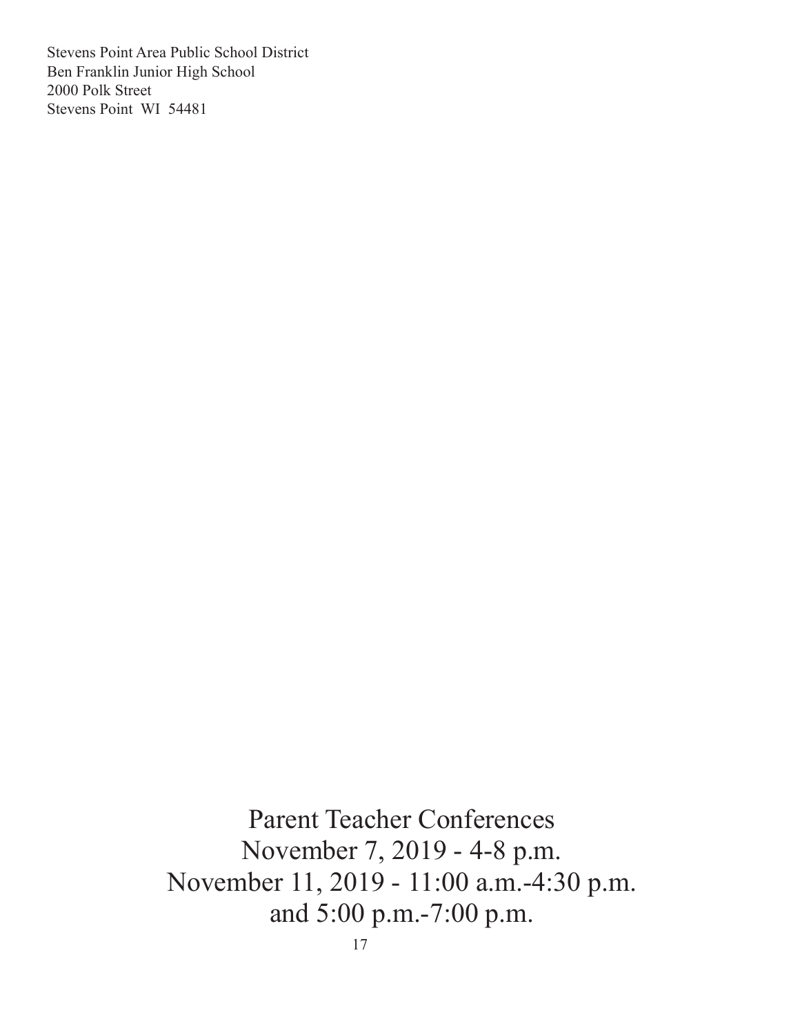Stevens Point Area Public School District
Ben Franklin Junior High School
2000 Polk Street
Stevens Point WI 54481

Parent Teacher Conferences
November 7, 2019 - 4-8 p.m.
November 11, 2019 - 11:00 a.m.-4:30 p.m.
and 5:00 p.m.-7:00 p.m.